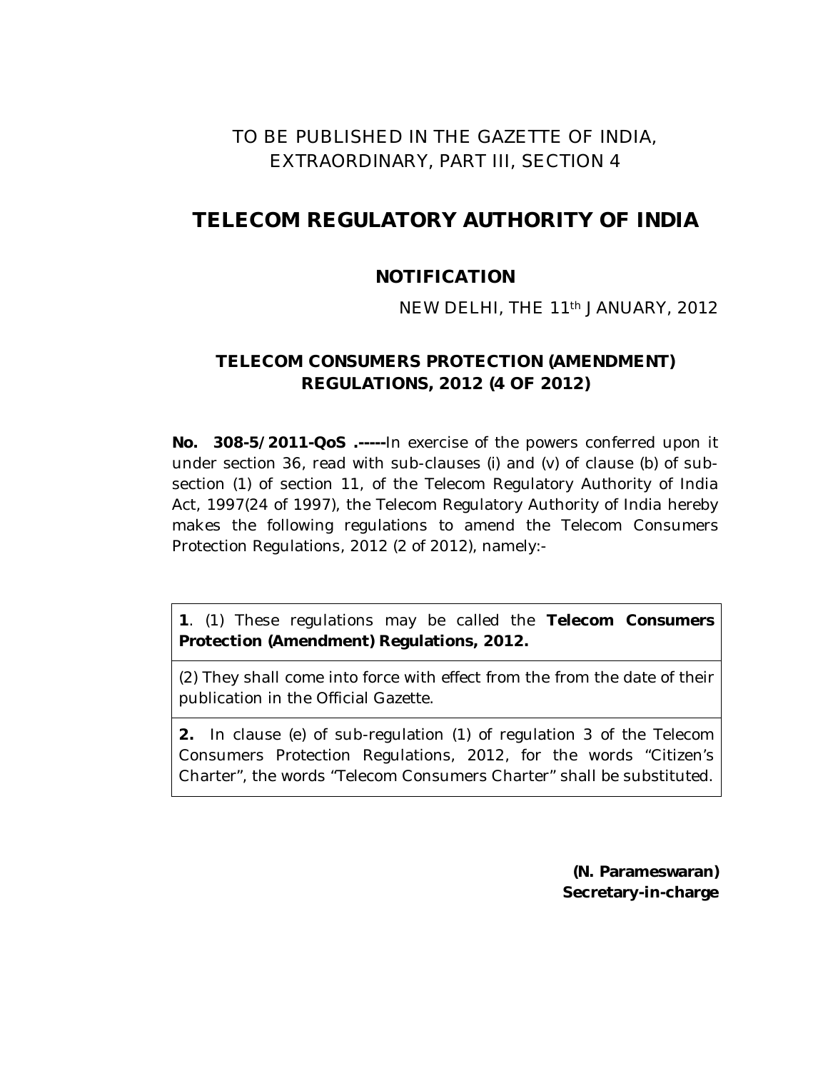TO BE PUBLISHED IN THE GAZETTE OF INDIA, EXTRAORDINARY, PART III, SECTION 4

# TELECOM REGULATORY AUTHORITY OF INDIA

## NOTIFICATION

NEW DELHI, THE 11th JANUARY, 2012

## TELECOM CONSUMERS PROTECTION (AMENDMENT) REGULATIONS, 2012 (4 OF 2012)

**No. 308-5/2011-QoS .-----**In exercise of the powers conferred upon it under section 36, read with sub-clauses (i) and (v) of clause (b) of sub-section (1) of section 11, of the Telecom Regulatory Authority of India Act, 1997(24 of 1997), the Telecom Regulatory Authority of India hereby makes the following regulations to amend the Telecom Consumers Protection Regulations, 2012 (2 of 2012), namely:-

**1**. (1) These regulations may be called the **Telecom Consumers Protection (Amendment) Regulations, 2012.**

(2) They shall come into force with effect from the from the date of their publication in the Official Gazette.

**2.** In clause (e) of sub-regulation (1) of regulation 3 of the Telecom Consumers Protection Regulations, 2012, for the words "Citizen's Charter", the words "Telecom Consumers Charter" shall be substituted.

**(N. Parameswaran)**
**Secretary-in-charge**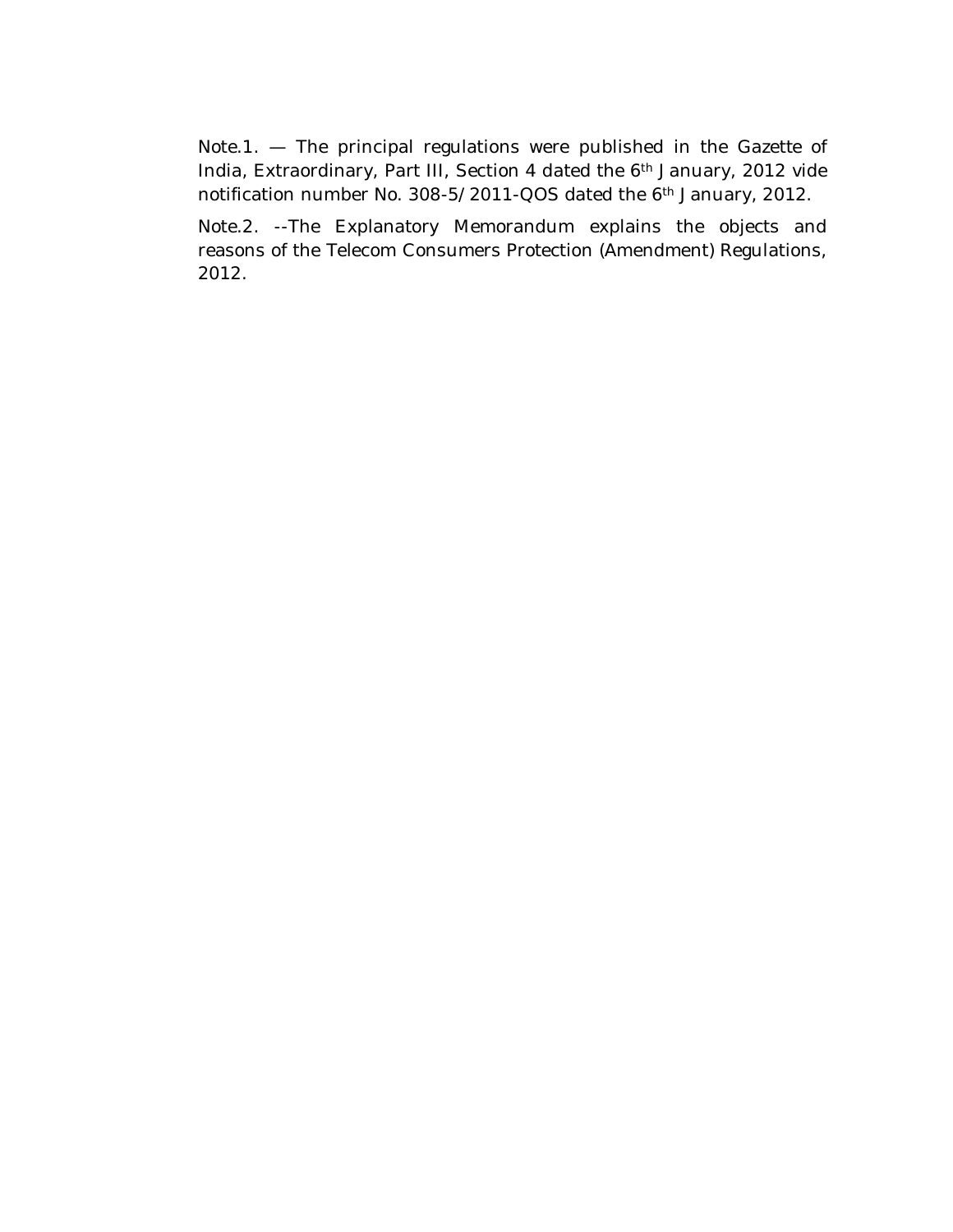Note.1. — The principal regulations were published in the Gazette of India, Extraordinary, Part III, Section 4 dated the 6th January, 2012 vide notification number No. 308-5/2011-QOS dated the 6th January, 2012.

Note.2. --The Explanatory Memorandum explains the objects and reasons of the Telecom Consumers Protection (Amendment) Regulations, 2012.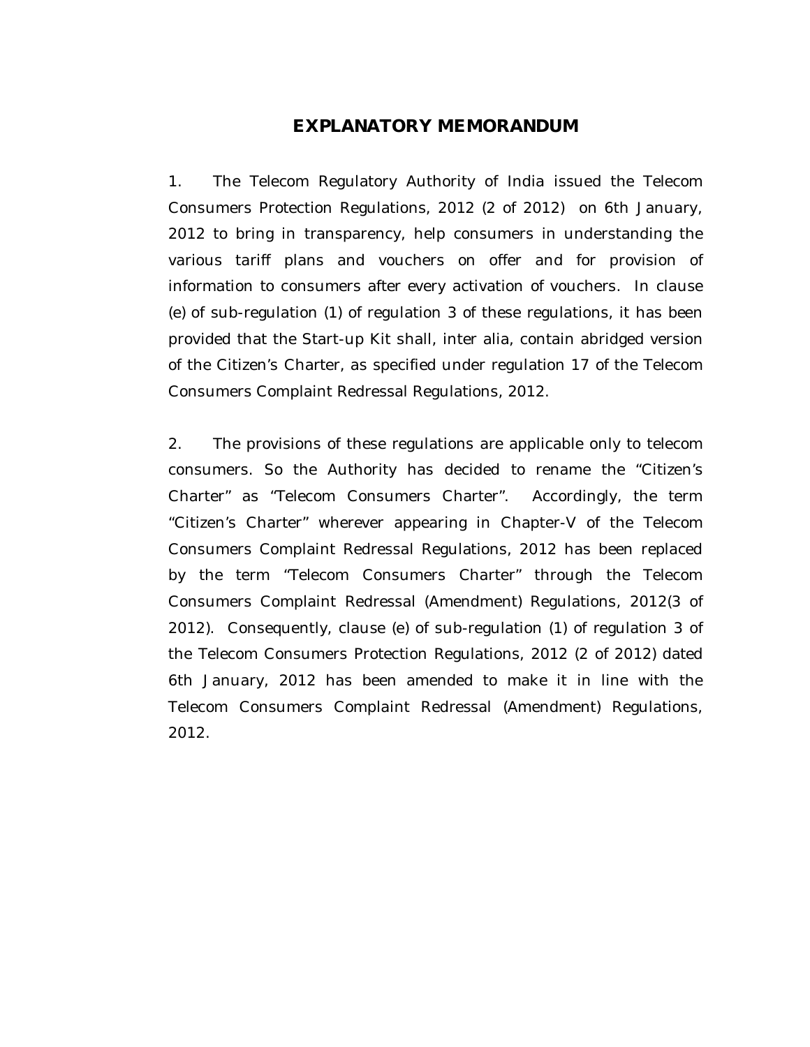## EXPLANATORY MEMORANDUM

1. The Telecom Regulatory Authority of India issued the Telecom Consumers Protection Regulations, 2012 (2 of 2012) on 6th January, 2012 to bring in transparency, help consumers in understanding the various tariff plans and vouchers on offer and for provision of information to consumers after every activation of vouchers. In clause (e) of sub-regulation (1) of regulation 3 of these regulations, it has been provided that the Start-up Kit shall, inter alia, contain abridged version of the Citizen's Charter, as specified under regulation 17 of the Telecom Consumers Complaint Redressal Regulations, 2012.

2. The provisions of these regulations are applicable only to telecom consumers. So the Authority has decided to rename the "Citizen's Charter" as "Telecom Consumers Charter". Accordingly, the term "Citizen's Charter" wherever appearing in Chapter-V of the Telecom Consumers Complaint Redressal Regulations, 2012 has been replaced by the term "Telecom Consumers Charter" through the Telecom Consumers Complaint Redressal (Amendment) Regulations, 2012(3 of 2012). Consequently, clause (e) of sub-regulation (1) of regulation 3 of the Telecom Consumers Protection Regulations, 2012 (2 of 2012) dated 6th January, 2012 has been amended to make it in line with the Telecom Consumers Complaint Redressal (Amendment) Regulations, 2012.